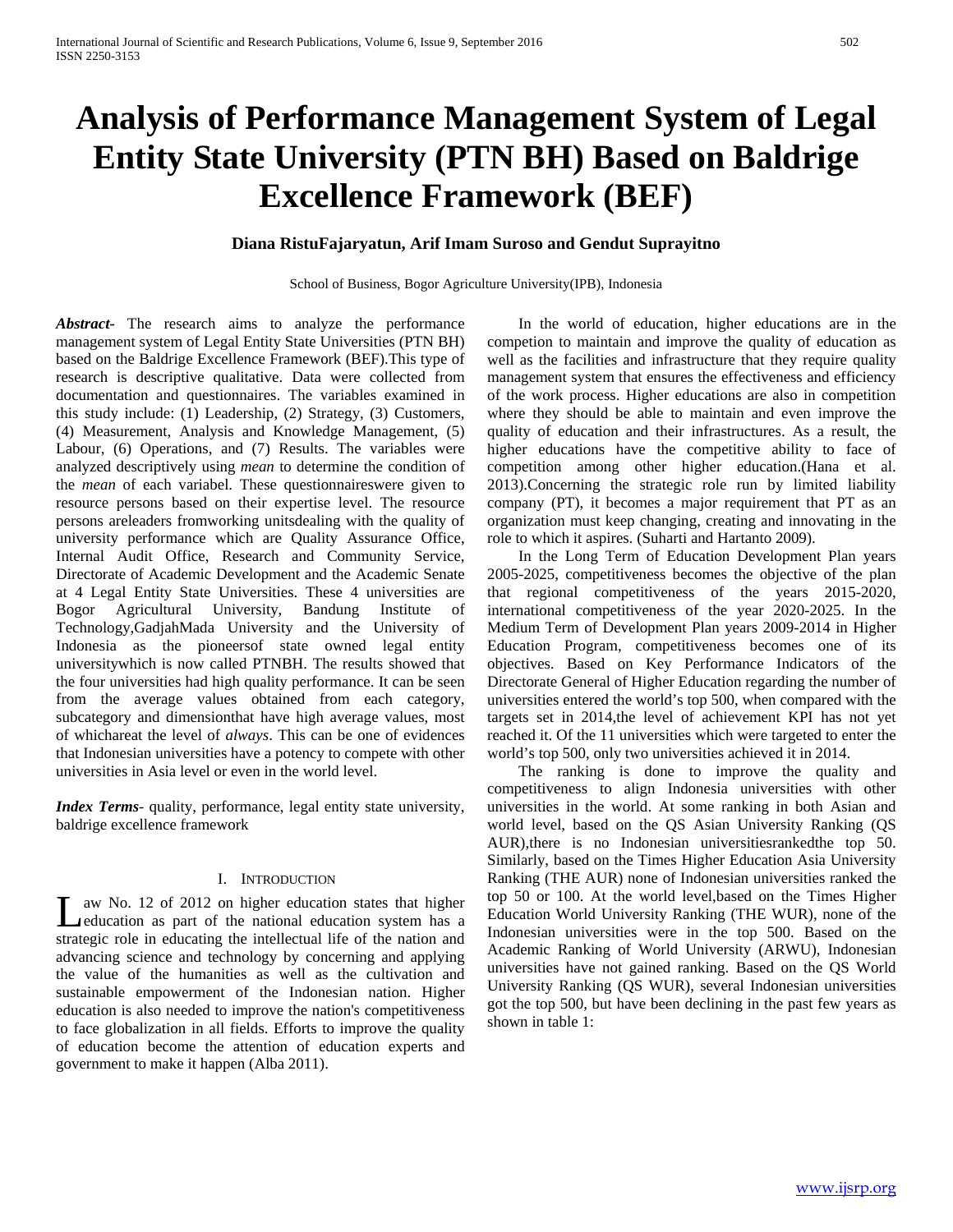# Analysis of Performance Management System of Legal Entity State University (PTN BH) Based on Baldrige Excellence Framework (BEF)

**Diana RistuFajaryatun, Arif Imam Suroso and Gendut Suprayitno**

School of Business, Bogor Agriculture University(IPB), Indonesia

***Abstract***- The research aims to analyze the performance management system of Legal Entity State Universities (PTN BH) based on the Baldrige Excellence Framework (BEF).This type of research is descriptive qualitative. Data were collected from documentation and questionnaires. The variables examined in this study include: (1) Leadership, (2) Strategy, (3) Customers, (4) Measurement, Analysis and Knowledge Management, (5) Labour, (6) Operations, and (7) Results. The variables were analyzed descriptively using *mean* to determine the condition of the *mean* of each variabel. These questionnaireswere given to resource persons based on their expertise level. The resource persons areleaders fromworking unitsdealing with the quality of university performance which are Quality Assurance Office, Internal Audit Office, Research and Community Service, Directorate of Academic Development and the Academic Senate at 4 Legal Entity State Universities. These 4 universities are Bogor Agricultural University, Bandung Institute of Technology,GadjahMada University and the University of Indonesia as the pioneersof state owned legal entity universitywhich is now called PTNBH. The results showed that the four universities had high quality performance. It can be seen from the average values obtained from each category, subcategory and dimensionthat have high average values, most of whichareat the level of *always*. This can be one of evidences that Indonesian universities have a potency to compete with other universities in Asia level or even in the world level.

***Index Terms***- quality, performance, legal entity state university, baldrige excellence framework

## I. Introduction

Law No. 12 of 2012 on higher education states that higher education as part of the national education system has a strategic role in educating the intellectual life of the nation and advancing science and technology by concerning and applying the value of the humanities as well as the cultivation and sustainable empowerment of the Indonesian nation. Higher education is also needed to improve the nation's competitiveness to face globalization in all fields. Efforts to improve the quality of education become the attention of education experts and government to make it happen (Alba 2011).

In the world of education, higher educations are in the competion to maintain and improve the quality of education as well as the facilities and infrastructure that they require quality management system that ensures the effectiveness and efficiency of the work process. Higher educations are also in competition where they should be able to maintain and even improve the quality of education and their infrastructures. As a result, the higher educations have the competitive ability to face of competition among other higher education.(Hana et al. 2013).Concerning the strategic role run by limited liability company (PT), it becomes a major requirement that PT as an organization must keep changing, creating and innovating in the role to which it aspires. (Suharti and Hartanto 2009).

In the Long Term of Education Development Plan years 2005-2025, competitiveness becomes the objective of the plan that regional competitiveness of the years 2015-2020, international competitiveness of the year 2020-2025. In the Medium Term of Development Plan years 2009-2014 in Higher Education Program, competitiveness becomes one of its objectives. Based on Key Performance Indicators of the Directorate General of Higher Education regarding the number of universities entered the world's top 500, when compared with the targets set in 2014,the level of achievement KPI has not yet reached it. Of the 11 universities which were targeted to enter the world's top 500, only two universities achieved it in 2014.

The ranking is done to improve the quality and competitiveness to align Indonesia universities with other universities in the world. At some ranking in both Asian and world level, based on the QS Asian University Ranking (QS AUR),there is no Indonesian universitiesrankedthe top 50. Similarly, based on the Times Higher Education Asia University Ranking (THE AUR) none of Indonesian universities ranked the top 50 or 100. At the world level,based on the Times Higher Education World University Ranking (THE WUR), none of the Indonesian universities were in the top 500. Based on the Academic Ranking of World University (ARWU), Indonesian universities have not gained ranking. Based on the QS World University Ranking (QS WUR), several Indonesian universities got the top 500, but have been declining in the past few years as shown in table 1: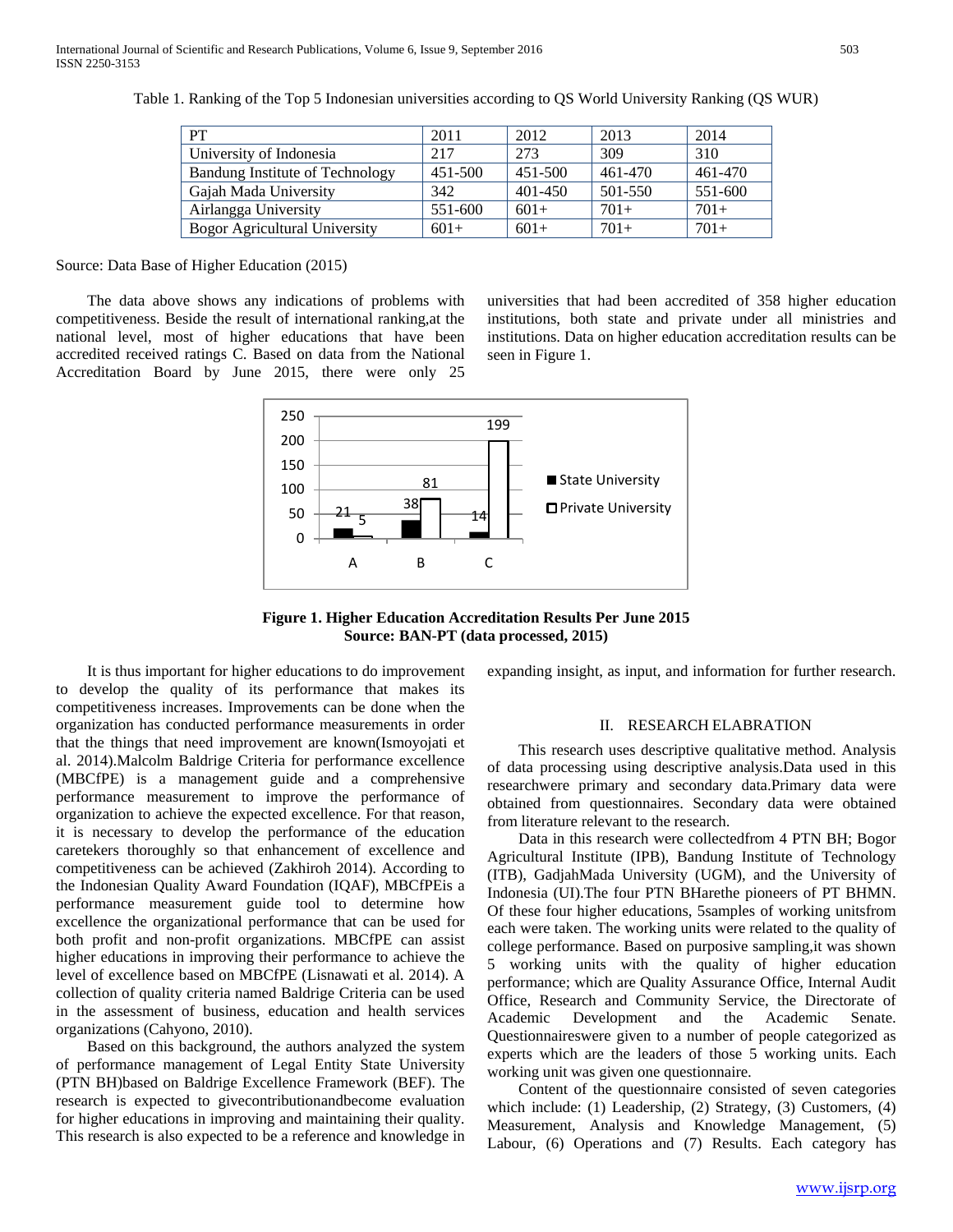Table 1. Ranking of the Top 5 Indonesian universities according to QS World University Ranking (QS WUR)

| PT | 2011 | 2012 | 2013 | 2014 |
|---|---|---|---|---|
| University of Indonesia | 217 | 273 | 309 | 310 |
| Bandung Institute of Technology | 451-500 | 451-500 | 461-470 | 461-470 |
| Gajah Mada University | 342 | 401-450 | 501-550 | 551-600 |
| Airlangga University | 551-600 | 601+ | 701+ | 701+ |
| Bogor Agricultural University | 601+ | 601+ | 701+ | 701+ |

Source: Data Base of Higher Education (2015)

The data above shows any indications of problems with competitiveness. Beside the result of international ranking,at the national level, most of higher educations that have been accredited received ratings C. Based on data from the National Accreditation Board by June 2015, there were only 25 universities that had been accredited of 358 higher education institutions, both state and private under all ministries and institutions. Data on higher education accreditation results can be seen in Figure 1.

| | State University | Private University |
|---|---|---|
| A | 21 | 5 |
| B | 38 | 81 |
| C | 14 | 199 |

**Figure 1. Higher Education Accreditation Results Per June 2015**
**Source: BAN-PT (data processed, 2015)**

It is thus important for higher educations to do improvement to develop the quality of its performance that makes its competitiveness increases. Improvements can be done when the organization has conducted performance measurements in order that the things that need improvement are known(Ismoyojati et al. 2014).Malcolm Baldrige Criteria for performance excellence (MBCfPE) is a management guide and a comprehensive performance measurement to improve the performance of organization to achieve the expected excellence. For that reason, it is necessary to develop the performance of the education caretekers thoroughly so that enhancement of excellence and competitiveness can be achieved (Zakhiroh 2014). According to the Indonesian Quality Award Foundation (IQAF), MBCfPEis a performance measurement guide tool to determine how excellence the organizational performance that can be used for both profit and non-profit organizations. MBCfPE can assist higher educations in improving their performance to achieve the level of excellence based on MBCfPE (Lisnawati et al. 2014). A collection of quality criteria named Baldrige Criteria can be used in the assessment of business, education and health services organizations (Cahyono, 2010).

Based on this background, the authors analyzed the system of performance management of Legal Entity State University (PTN BH)based on Baldrige Excellence Framework (BEF). The research is expected to givecontributionandbecome evaluation for higher educations in improving and maintaining their quality. This research is also expected to be a reference and knowledge in expanding insight, as input, and information for further research.

## II. RESEARCH ELABRATION

This research uses descriptive qualitative method. Analysis of data processing using descriptive analysis.Data used in this researchwere primary and secondary data.Primary data were obtained from questionnaires. Secondary data were obtained from literature relevant to the research.

Data in this research were collectedfrom 4 PTN BH; Bogor Agricultural Institute (IPB), Bandung Institute of Technology (ITB), GadjahMada University (UGM), and the University of Indonesia (UI).The four PTN BHarethe pioneers of PT BHMN. Of these four higher educations, 5samples of working unitsfrom each were taken. The working units were related to the quality of college performance. Based on purposive sampling,it was shown 5 working units with the quality of higher education performance; which are Quality Assurance Office, Internal Audit Office, Research and Community Service, the Directorate of Academic Development and the Academic Senate. Questionnaireswere given to a number of people categorized as experts which are the leaders of those 5 working units. Each working unit was given one questionnaire.

Content of the questionnaire consisted of seven categories which include: (1) Leadership, (2) Strategy, (3) Customers, (4) Measurement, Analysis and Knowledge Management, (5) Labour, (6) Operations and (7) Results. Each category has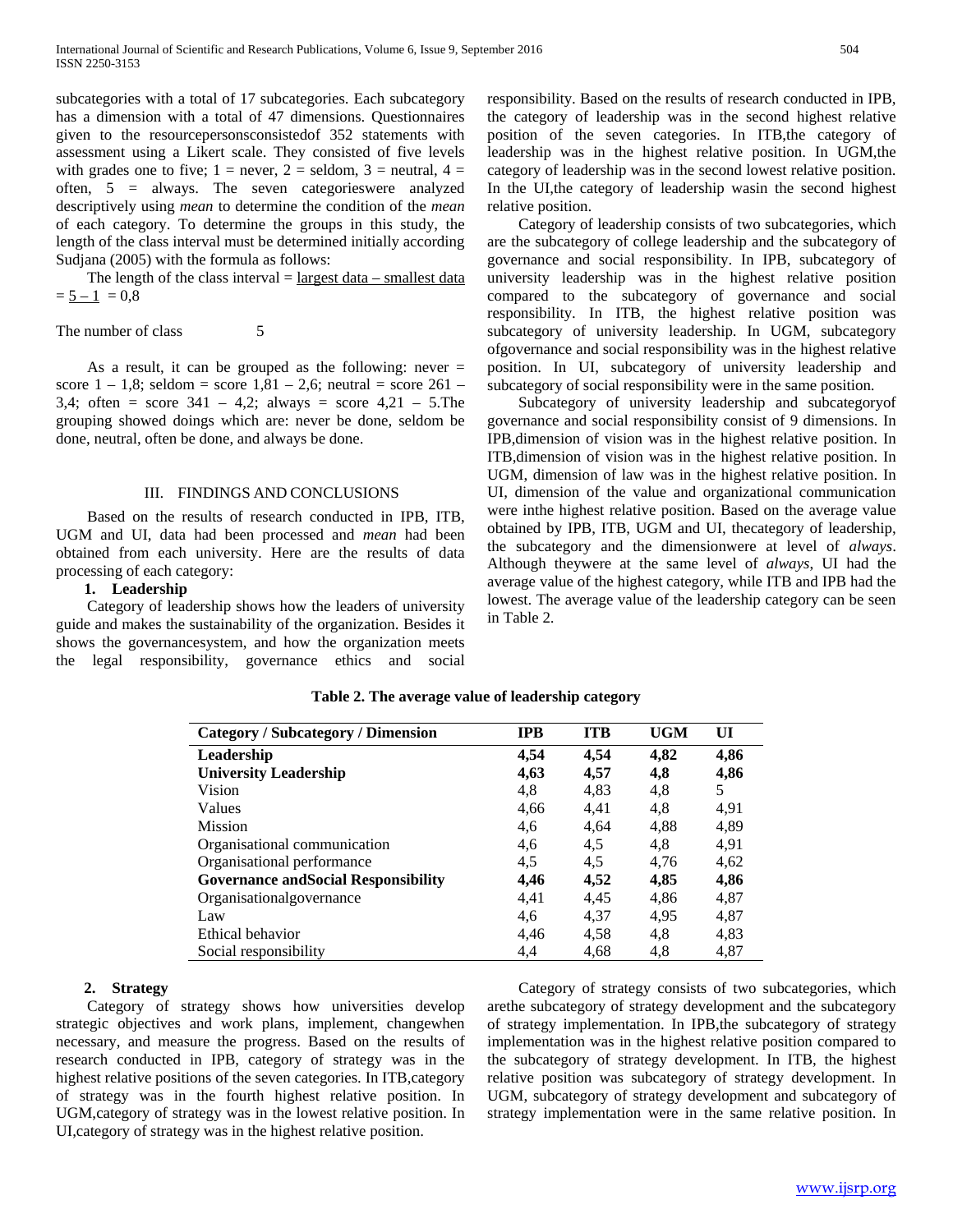subcategories with a total of 17 subcategories. Each subcategory has a dimension with a total of 47 dimensions. Questionnaires given to the resourcepersonsconsistedof 352 statements with assessment using a Likert scale. They consisted of five levels with grades one to five; 1 = never, 2 = seldom, 3 = neutral, 4 = often, 5 = always. The seven categorieswere analyzed descriptively using *mean* to determine the condition of the *mean* of each category. To determine the groups in this study, the length of the class interval must be determined initially according Sudjana (2005) with the formula as follows:

The length of the class interval = largest data – smallest data = 5 – 1 = 0,8

The number of class 5

As a result, it can be grouped as the following: never = score 1 – 1,8; seldom = score 1,81 – 2,6; neutral = score 261 – 3,4; often = score 341 – 4,2; always = score 4,21 – 5.The grouping showed doings which are: never be done, seldom be done, neutral, often be done, and always be done.

## III. FINDINGS AND CONCLUSIONS

Based on the results of research conducted in IPB, ITB, UGM and UI, data had been processed and *mean* had been obtained from each university. Here are the results of data processing of each category:

### 1. Leadership

Category of leadership shows how the leaders of university guide and makes the sustainability of the organization. Besides it shows the governancesystem, and how the organization meets the legal responsibility, governance ethics and social responsibility. Based on the results of research conducted in IPB, the category of leadership was in the second highest relative position of the seven categories. In ITB,the category of leadership was in the highest relative position. In UGM,the category of leadership was in the second lowest relative position. In the UI,the category of leadership wasin the second highest relative position.

Category of leadership consists of two subcategories, which are the subcategory of college leadership and the subcategory of governance and social responsibility. In IPB, subcategory of university leadership was in the highest relative position compared to the subcategory of governance and social responsibility. In ITB, the highest relative position was subcategory of university leadership. In UGM, subcategory ofgovernance and social responsibility was in the highest relative position. In UI, subcategory of university leadership and subcategory of social responsibility were in the same position.

Subcategory of university leadership and subcategoryof governance and social responsibility consist of 9 dimensions. In IPB,dimension of vision was in the highest relative position. In ITB,dimension of vision was in the highest relative position. In UGM, dimension of law was in the highest relative position. In UI, dimension of the value and organizational communication were inthe highest relative position. Based on the average value obtained by IPB, ITB, UGM and UI, thecategory of leadership, the subcategory and the dimensionwere at level of *always*. Although theywere at the same level of *always*, UI had the average value of the highest category, while ITB and IPB had the lowest. The average value of the leadership category can be seen in Table 2.

**Table 2. The average value of leadership category**

| Category / Subcategory / Dimension | IPB | ITB | UGM | UI |
|---|---|---|---|---|
| **Leadership** | **4,54** | **4,54** | **4,82** | **4,86** |
| **University Leadership** | **4,63** | **4,57** | **4,8** | **4,86** |
| Vision | 4,8 | 4,83 | 4,8 | 5 |
| Values | 4,66 | 4,41 | 4,8 | 4,91 |
| Mission | 4,6 | 4,64 | 4,88 | 4,89 |
| Organisational communication | 4,6 | 4,5 | 4,8 | 4,91 |
| Organisational performance | 4,5 | 4,5 | 4,76 | 4,62 |
| **Governance andSocial Responsibility** | **4,46** | **4,52** | **4,85** | **4,86** |
| Organisationalgovernance | 4,41 | 4,45 | 4,86 | 4,87 |
| Law | 4,6 | 4,37 | 4,95 | 4,87 |
| Ethical behavior | 4,46 | 4,58 | 4,8 | 4,83 |
| Social responsibility | 4,4 | 4,68 | 4,8 | 4,87 |

### 2. Strategy

Category of strategy shows how universities develop strategic objectives and work plans, implement, changewhen necessary, and measure the progress. Based on the results of research conducted in IPB, category of strategy was in the highest relative positions of the seven categories. In ITB,category of strategy was in the fourth highest relative position. In UGM,category of strategy was in the lowest relative position. In UI,category of strategy was in the highest relative position.

Category of strategy consists of two subcategories, which arethe subcategory of strategy development and the subcategory of strategy implementation. In IPB,the subcategory of strategy implementation was in the highest relative position compared to the subcategory of strategy development. In ITB, the highest relative position was subcategory of strategy development. In UGM, subcategory of strategy development and subcategory of strategy implementation were in the same relative position. In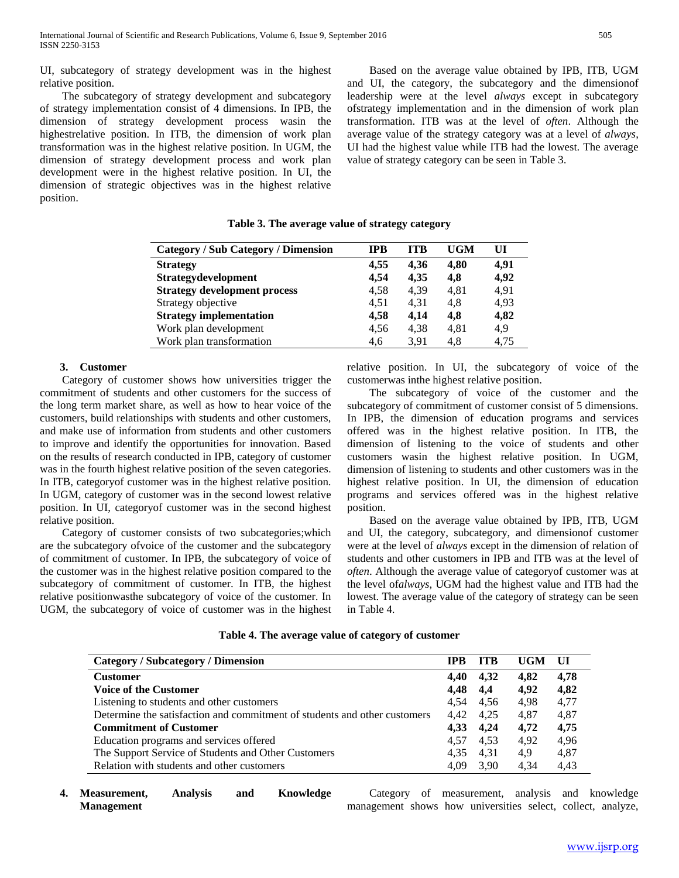UI, subcategory of strategy development was in the highest relative position.

The subcategory of strategy development and subcategory of strategy implementation consist of 4 dimensions. In IPB, the dimension of strategy development process wasin the highestrelative position. In ITB, the dimension of work plan transformation was in the highest relative position. In UGM, the dimension of strategy development process and work plan development were in the highest relative position. In UI, the dimension of strategic objectives was in the highest relative position.

Based on the average value obtained by IPB, ITB, UGM and UI, the category, the subcategory and the dimensionof leadership were at the level *always* except in subcategory ofstrategy implementation and in the dimension of work plan transformation. ITB was at the level of *often*. Although the average value of the strategy category was at a level of *always*, UI had the highest value while ITB had the lowest. The average value of strategy category can be seen in Table 3.

**Table 3. The average value of strategy category**

| Category / Sub Category / Dimension | IPB | ITB | UGM | UI |
|---|---|---|---|---|
| **Strategy** | **4,55** | **4,36** | **4,80** | **4,91** |
| **Strategydevelopment** | **4,54** | **4,35** | **4,8** | **4,92** |
| **Strategy development process** | 4,58 | 4,39 | 4,81 | 4,91 |
| Strategy objective | 4,51 | 4,31 | 4,8 | 4,93 |
| **Strategy implementation** | **4,58** | **4,14** | **4,8** | **4,82** |
| Work plan development | 4,56 | 4,38 | 4,81 | 4,9 |
| Work plan transformation | 4,6 | 3,91 | 4,8 | 4,75 |

### 3. Customer

Category of customer shows how universities trigger the commitment of students and other customers for the success of the long term market share, as well as how to hear voice of the customers, build relationships with students and other customers, and make use of information from students and other customers to improve and identify the opportunities for innovation. Based on the results of research conducted in IPB, category of customer was in the fourth highest relative position of the seven categories. In ITB, categoryof customer was in the highest relative position. In UGM, category of customer was in the second lowest relative position. In UI, categoryof customer was in the second highest relative position.

Category of customer consists of two subcategories;which are the subcategory ofvoice of the customer and the subcategory of commitment of customer. In IPB, the subcategory of voice of the customer was in the highest relative position compared to the subcategory of commitment of customer. In ITB, the highest relative positionwasthe subcategory of voice of the customer. In UGM, the subcategory of voice of customer was in the highest relative position. In UI, the subcategory of voice of the customerwas inthe highest relative position.

The subcategory of voice of the customer and the subcategory of commitment of customer consist of 5 dimensions. In IPB, the dimension of education programs and services offered was in the highest relative position. In ITB, the dimension of listening to the voice of students and other customers wasin the highest relative position. In UGM, dimension of listening to students and other customers was in the highest relative position. In UI, the dimension of education programs and services offered was in the highest relative position.

Based on the average value obtained by IPB, ITB, UGM and UI, the category, subcategory, and dimensionof customer were at the level of *always* except in the dimension of relation of students and other customers in IPB and ITB was at the level of *often*. Although the average value of categoryof customer was at the level of*always*, UGM had the highest value and ITB had the lowest. The average value of the category of strategy can be seen in Table 4.

**Table 4. The average value of category of customer**

| Category / Subcategory / Dimension | IPB | ITB | UGM | UI |
|---|---|---|---|---|
| **Customer** | **4,40** | **4,32** | **4,82** | **4,78** |
| **Voice of the Customer** | **4,48** | **4,4** | **4,92** | **4,82** |
| Listening to students and other customers | 4,54 | 4,56 | 4,98 | 4,77 |
| Determine the satisfaction and commitment of students and other customers | 4,42 | 4,25 | 4,87 | 4,87 |
| **Commitment of Customer** | **4,33** | **4,24** | **4,72** | **4,75** |
| Education programs and services offered | 4,57 | 4,53 | 4,92 | 4,96 |
| The Support Service of Students and Other Customers | 4,35 | 4,31 | 4,9 | 4,87 |
| Relation with students and other customers | 4,09 | 3,90 | 4,34 | 4,43 |

### 4. Measurement, Analysis and Knowledge Management

Category of measurement, analysis and knowledge management shows how universities select, collect, analyze,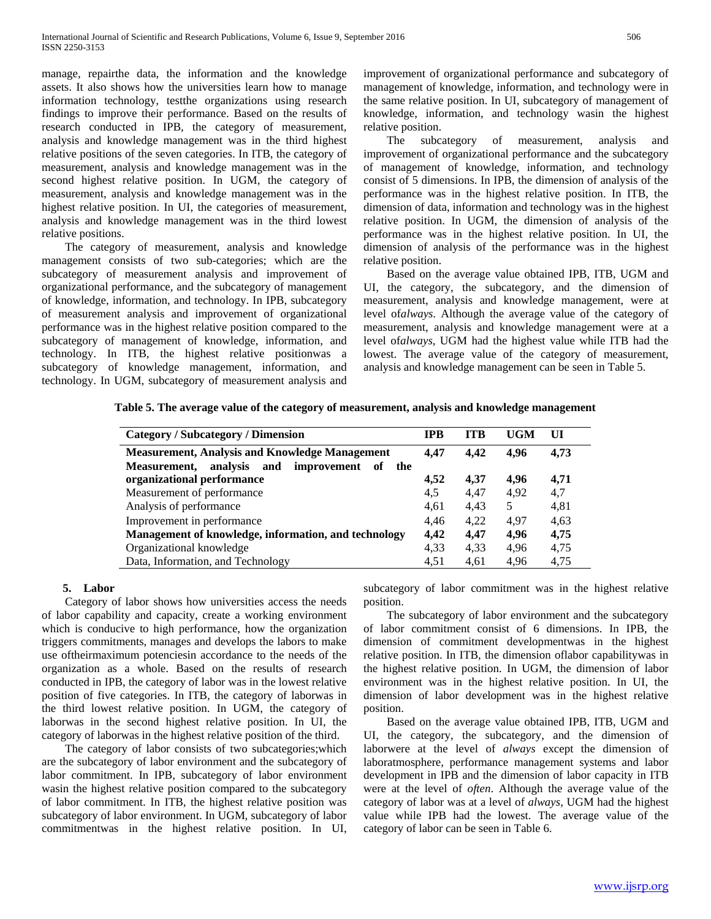manage, repairthe data, the information and the knowledge assets. It also shows how the universities learn how to manage information technology, testthe organizations using research findings to improve their performance. Based on the results of research conducted in IPB, the category of measurement, analysis and knowledge management was in the third highest relative positions of the seven categories. In ITB, the category of measurement, analysis and knowledge management was in the second highest relative position. In UGM, the category of measurement, analysis and knowledge management was in the highest relative position. In UI, the categories of measurement, analysis and knowledge management was in the third lowest relative positions.

The category of measurement, analysis and knowledge management consists of two sub-categories; which are the subcategory of measurement analysis and improvement of organizational performance, and the subcategory of management of knowledge, information, and technology. In IPB, subcategory of measurement analysis and improvement of organizational performance was in the highest relative position compared to the subcategory of management of knowledge, information, and technology. In ITB, the highest relative positionwas a subcategory of knowledge management, information, and technology. In UGM, subcategory of measurement analysis and improvement of organizational performance and subcategory of management of knowledge, information, and technology were in the same relative position. In UI, subcategory of management of knowledge, information, and technology wasin the highest relative position.

The subcategory of measurement, analysis and improvement of organizational performance and the subcategory of management of knowledge, information, and technology consist of 5 dimensions. In IPB, the dimension of analysis of the performance was in the highest relative position. In ITB, the dimension of data, information and technology was in the highest relative position. In UGM, the dimension of analysis of the performance was in the highest relative position. In UI, the dimension of analysis of the performance was in the highest relative position.

Based on the average value obtained IPB, ITB, UGM and UI, the category, the subcategory, and the dimension of measurement, analysis and knowledge management, were at level of*always*. Although the average value of the category of measurement, analysis and knowledge management were at a level of*always*, UGM had the highest value while ITB had the lowest. The average value of the category of measurement, analysis and knowledge management can be seen in Table 5.

**Table 5. The average value of the category of measurement, analysis and knowledge management**

| Category / Subcategory / Dimension | IPB | ITB | UGM | UI |
|---|---|---|---|---|
| **Measurement, Analysis and Knowledge Management** | **4,47** | **4,42** | **4,96** | **4,73** |
| **Measurement, analysis and improvement of the organizational performance** | **4,52** | **4,37** | **4,96** | **4,71** |
| Measurement of performance | 4,5 | 4,47 | 4,92 | 4,7 |
| Analysis of performance | 4,61 | 4,43 | 5 | 4,81 |
| Improvement in performance | 4,46 | 4,22 | 4,97 | 4,63 |
| **Management of knowledge, information, and technology** | **4,42** | **4,47** | **4,96** | **4,75** |
| Organizational knowledge | 4,33 | 4,33 | 4,96 | 4,75 |
| Data, Information, and Technology | 4,51 | 4,61 | 4,96 | 4,75 |

## 5. Labor

Category of labor shows how universities access the needs of labor capability and capacity, create a working environment which is conducive to high performance, how the organization triggers commitments, manages and develops the labors to make use oftheirmaximum potenciesin accordance to the needs of the organization as a whole. Based on the results of research conducted in IPB, the category of labor was in the lowest relative position of five categories. In ITB, the category of laborwas in the third lowest relative position. In UGM, the category of laborwas in the second highest relative position. In UI, the category of laborwas in the highest relative position of the third.

The category of labor consists of two subcategories;which are the subcategory of labor environment and the subcategory of labor commitment. In IPB, subcategory of labor environment wasin the highest relative position compared to the subcategory of labor commitment. In ITB, the highest relative position was subcategory of labor environment. In UGM, subcategory of labor commitmentwas in the highest relative position. In UI, subcategory of labor commitment was in the highest relative position.

The subcategory of labor environment and the subcategory of labor commitment consist of 6 dimensions. In IPB, the dimension of commitment developmentwas in the highest relative position. In ITB, the dimension oflabor capabilitywas in the highest relative position. In UGM, the dimension of labor environment was in the highest relative position. In UI, the dimension of labor development was in the highest relative position.

Based on the average value obtained IPB, ITB, UGM and UI, the category, the subcategory, and the dimension of laborwere at the level of *always* except the dimension of laboratmosphere, performance management systems and labor development in IPB and the dimension of labor capacity in ITB were at the level of *often*. Although the average value of the category of labor was at a level of *always*, UGM had the highest value while IPB had the lowest. The average value of the category of labor can be seen in Table 6.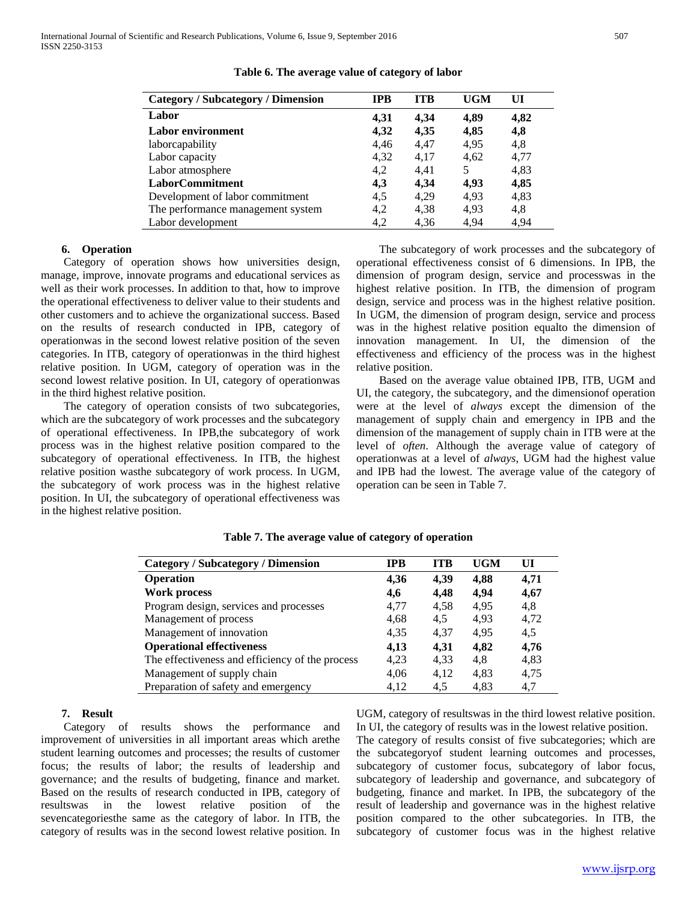**Table 6. The average value of category of labor**

| Category / Subcategory / Dimension | IPB | ITB | UGM | UI |
|---|---|---|---|---|
| **Labor** | **4,31** | **4,34** | **4,89** | **4,82** |
| **Labor environment** | **4,32** | **4,35** | **4,85** | **4,8** |
| laborcapability | 4,46 | 4,47 | 4,95 | 4,8 |
| Labor capacity | 4,32 | 4,17 | 4,62 | 4,77 |
| Labor atmosphere | 4,2 | 4,41 | 5 | 4,83 |
| **LaborCommitment** | **4,3** | **4,34** | **4,93** | **4,85** |
| Development of labor commitment | 4,5 | 4,29 | 4,93 | 4,83 |
| The performance management system | 4,2 | 4,38 | 4,93 | 4,8 |
| Labor development | 4,2 | 4,36 | 4,94 | 4,94 |

### 6. Operation

Category of operation shows how universities design, manage, improve, innovate programs and educational services as well as their work processes. In addition to that, how to improve the operational effectiveness to deliver value to their students and other customers and to achieve the organizational success. Based on the results of research conducted in IPB, category of operationwas in the second lowest relative position of the seven categories. In ITB, category of operationwas in the third highest relative position. In UGM, category of operation was in the second lowest relative position. In UI, category of operationwas in the third highest relative position.

The category of operation consists of two subcategories, which are the subcategory of work processes and the subcategory of operational effectiveness. In IPB,the subcategory of work process was in the highest relative position compared to the subcategory of operational effectiveness. In ITB, the highest relative position wasthe subcategory of work process. In UGM, the subcategory of work process was in the highest relative position. In UI, the subcategory of operational effectiveness was in the highest relative position.

The subcategory of work processes and the subcategory of operational effectiveness consist of 6 dimensions. In IPB, the dimension of program design, service and processwas in the highest relative position. In ITB, the dimension of program design, service and process was in the highest relative position. In UGM, the dimension of program design, service and process was in the highest relative position equalto the dimension of innovation management. In UI, the dimension of the effectiveness and efficiency of the process was in the highest relative position.

Based on the average value obtained IPB, ITB, UGM and UI, the category, the subcategory, and the dimensionof operation were at the level of *always* except the dimension of the management of supply chain and emergency in IPB and the dimension of the management of supply chain in ITB were at the level of *often*. Although the average value of category of operationwas at a level of *always*, UGM had the highest value and IPB had the lowest. The average value of the category of operation can be seen in Table 7.

**Table 7. The average value of category of operation**

| Category / Subcategory / Dimension | IPB | ITB | UGM | UI |
|---|---|---|---|---|
| **Operation** | **4,36** | **4,39** | **4,88** | **4,71** |
| **Work process** | **4,6** | **4,48** | **4,94** | **4,67** |
| Program design, services and processes | 4,77 | 4,58 | 4,95 | 4,8 |
| Management of process | 4,68 | 4,5 | 4,93 | 4,72 |
| Management of innovation | 4,35 | 4,37 | 4,95 | 4,5 |
| **Operational effectiveness** | **4,13** | **4,31** | **4,82** | **4,76** |
| The effectiveness and efficiency of the process | 4,23 | 4,33 | 4,8 | 4,83 |
| Management of supply chain | 4,06 | 4,12 | 4,83 | 4,75 |
| Preparation of safety and emergency | 4,12 | 4,5 | 4,83 | 4,7 |

### 7. Result

Category of results shows the performance and improvement of universities in all important areas which arethe student learning outcomes and processes; the results of customer focus; the results of labor; the results of leadership and governance; and the results of budgeting, finance and market. Based on the results of research conducted in IPB, category of resultswas in the lowest relative position of the sevencategoriesthe same as the category of labor. In ITB, the category of results was in the second lowest relative position. In UGM, category of resultswas in the third lowest relative position. In UI, the category of results was in the lowest relative position.

The category of results consist of five subcategories; which are the subcategoryof student learning outcomes and processes, subcategory of customer focus, subcategory of labor focus, subcategory of leadership and governance, and subcategory of budgeting, finance and market. In IPB, the subcategory of the result of leadership and governance was in the highest relative position compared to the other subcategories. In ITB, the subcategory of customer focus was in the highest relative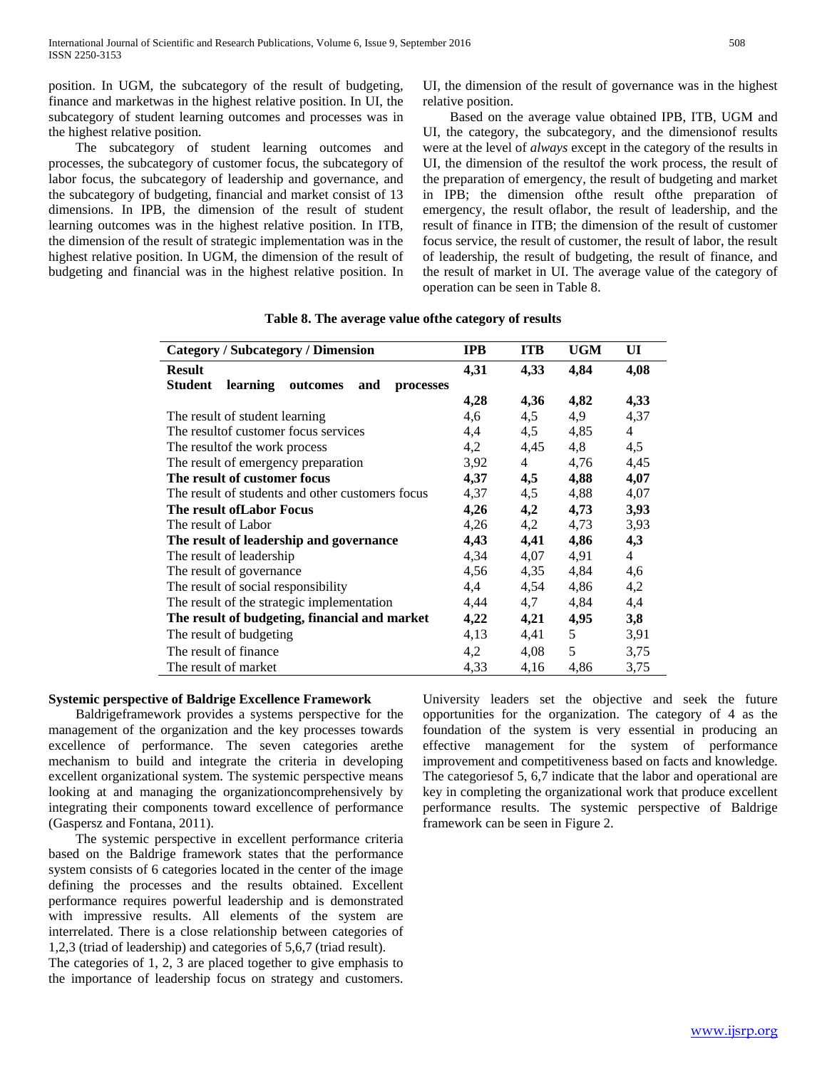position. In UGM, the subcategory of the result of budgeting, finance and marketwas in the highest relative position. In UI, the subcategory of student learning outcomes and processes was in the highest relative position.

The subcategory of student learning outcomes and processes, the subcategory of customer focus, the subcategory of labor focus, the subcategory of leadership and governance, and the subcategory of budgeting, financial and market consist of 13 dimensions. In IPB, the dimension of the result of student learning outcomes was in the highest relative position. In ITB, the dimension of the result of strategic implementation was in the highest relative position. In UGM, the dimension of the result of budgeting and financial was in the highest relative position. In UI, the dimension of the result of governance was in the highest relative position.

Based on the average value obtained IPB, ITB, UGM and UI, the category, the subcategory, and the dimensionof results were at the level of *always* except in the category of the results in UI, the dimension of the resultof the work process, the result of the preparation of emergency, the result of budgeting and market in IPB; the dimension ofthe result ofthe preparation of emergency, the result oflabor, the result of leadership, and the result of finance in ITB; the dimension of the result of customer focus service, the result of customer, the result of labor, the result of leadership, the result of budgeting, the result of finance, and the result of market in UI. The average value of the category of operation can be seen in Table 8.

**Table 8. The average value ofthe category of results**

| Category / Subcategory / Dimension | IPB | ITB | UGM | UI |
|---|---|---|---|---|
| **Result** | **4,31** | **4,33** | **4,84** | **4,08** |
| **Student learning outcomes and processes** | **4,28** | **4,36** | **4,82** | **4,33** |
| The result of student learning | 4,6 | 4,5 | 4,9 | 4,37 |
| The resultof customer focus services | 4,4 | 4,5 | 4,85 | 4 |
| The resultof the work process | 4,2 | 4,45 | 4,8 | 4,5 |
| The result of emergency preparation | 3,92 | 4 | 4,76 | 4,45 |
| **The result of customer focus** | **4,37** | **4,5** | **4,88** | **4,07** |
| The result of students and other customers focus | 4,37 | 4,5 | 4,88 | 4,07 |
| **The result ofLabor Focus** | **4,26** | **4,2** | **4,73** | **3,93** |
| The result of Labor | 4,26 | 4,2 | 4,73 | 3,93 |
| **The result of leadership and governance** | **4,43** | **4,41** | **4,86** | **4,3** |
| The result of leadership | 4,34 | 4,07 | 4,91 | 4 |
| The result of governance | 4,56 | 4,35 | 4,84 | 4,6 |
| The result of social responsibility | 4,4 | 4,54 | 4,86 | 4,2 |
| The result of the strategic implementation | 4,44 | 4,7 | 4,84 | 4,4 |
| **The result of budgeting, financial and market** | **4,22** | **4,21** | **4,95** | **3,8** |
| The result of budgeting | 4,13 | 4,41 | 5 | 3,91 |
| The result of finance | 4,2 | 4,08 | 5 | 3,75 |
| The result of market | 4,33 | 4,16 | 4,86 | 3,75 |

**Systemic perspective of Baldrige Excellence Framework**

Baldrigeframework provides a systems perspective for the management of the organization and the key processes towards excellence of performance. The seven categories arethe mechanism to build and integrate the criteria in developing excellent organizational system. The systemic perspective means looking at and managing the organizationcomprehensively by integrating their components toward excellence of performance (Gaspersz and Fontana, 2011).

The systemic perspective in excellent performance criteria based on the Baldrige framework states that the performance system consists of 6 categories located in the center of the image defining the processes and the results obtained. Excellent performance requires powerful leadership and is demonstrated with impressive results. All elements of the system are interrelated. There is a close relationship between categories of 1,2,3 (triad of leadership) and categories of 5,6,7 (triad result). The categories of 1, 2, 3 are placed together to give emphasis to the importance of leadership focus on strategy and customers. University leaders set the objective and seek the future opportunities for the organization. The category of 4 as the foundation of the system is very essential in producing an effective management for the system of performance improvement and competitiveness based on facts and knowledge. The categoriesof 5, 6,7 indicate that the labor and operational are key in completing the organizational work that produce excellent performance results. The systemic perspective of Baldrige framework can be seen in Figure 2.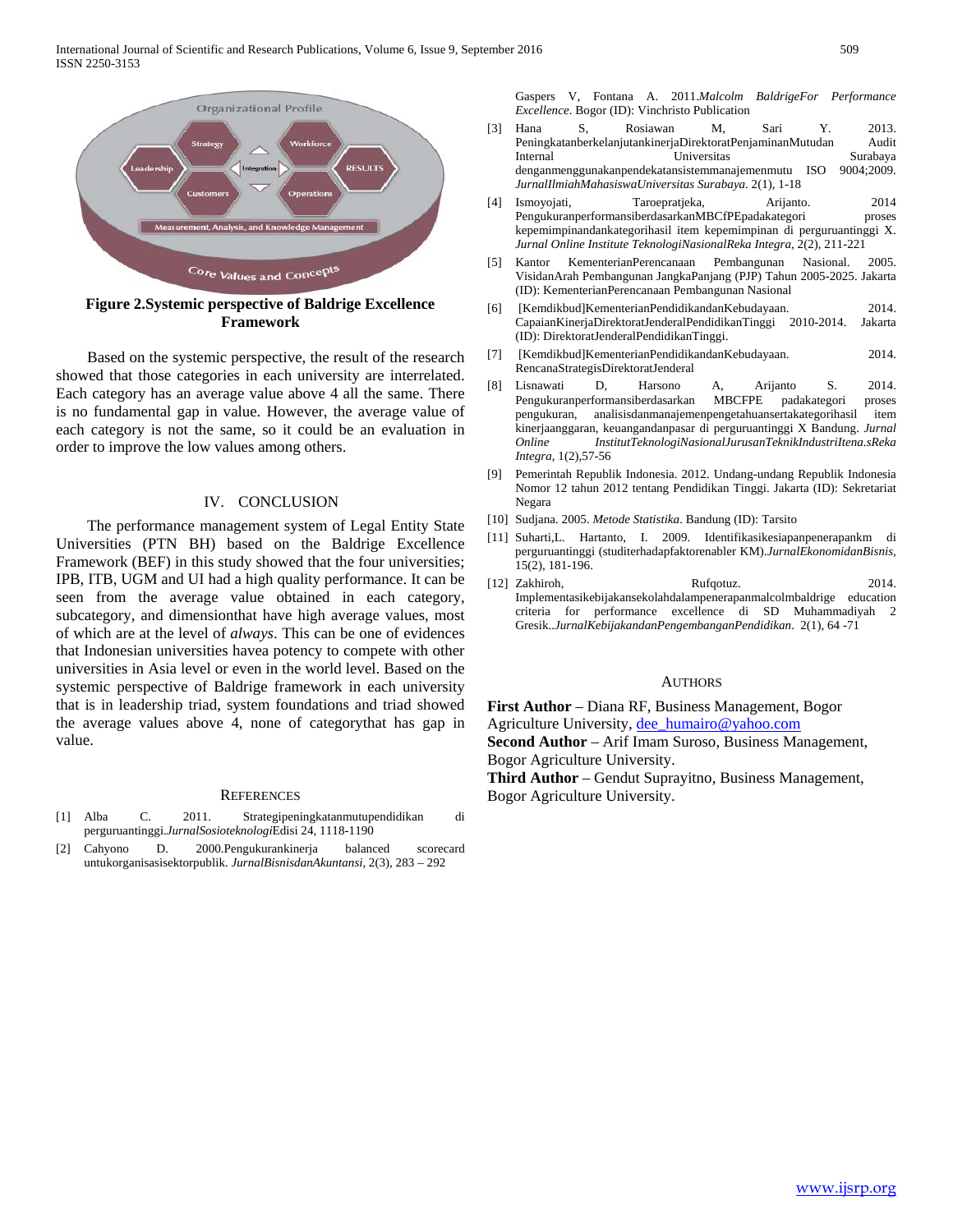Organizational Profile

Strategy

Workforce

Leadership

Integration

RESULTS

Customers

Operations

Measurement, Analysis, and Knowledge Management

Core Values and Concepts

**Figure 2.Systemic perspective of Baldrige Excellence Framework**

Based on the systemic perspective, the result of the research showed that those categories in each university are interrelated. Each category has an average value above 4 all the same. There is no fundamental gap in value. However, the average value of each category is not the same, so it could be an evaluation in order to improve the low values among others.

## IV. CONCLUSION

The performance management system of Legal Entity State Universities (PTN BH) based on the Baldrige Excellence Framework (BEF) in this study showed that the four universities; IPB, ITB, UGM and UI had a high quality performance. It can be seen from the average value obtained in each category, subcategory, and dimensionthat have high average values, most of which are at the level of *always*. This can be one of evidences that Indonesian universities havea potency to compete with other universities in Asia level or even in the world level. Based on the systemic perspective of Baldrige framework in each university that is in leadership triad, system foundations and triad showed the average values above 4, none of categorythat has gap in value.

## REFERENCES

[1] Alba C. 2011. Strategipeningkatanmutupendidikan di perguruantinggi.*JurnalSosioteknologi*Edisi 24, 1118-1190

[2] Cahyono D. 2000.Pengukurankinerja balanced scorecard untukorganisasisektorpublik. *JurnalBisnisdanAkuntansi*, 2(3), 283 – 292

Gaspers V, Fontana A. 2011.*Malcolm BaldrigeFor Performance Excellence*. Bogor (ID): Vinchristo Publication

[3] Hana S, Rosiawan M, Sari Y. 2013. PeningkatanberkelanjutankinerjaDirektoratPenjaminanMutudan Audit Internal Universitas Surabaya denganmenggunakanpendekatansistemmanajemenmutu ISO 9004;2009. *JurnalIlmiahMahasiswaUniversitas Surabaya*. 2(1), 1-18

[4] Ismoyojati, Taroepratjeka, Arijanto. 2014 PengukuranperformansiberdasarkanMBCfPEpadakategori proses kepemimpinandankategorihasil item kepemimpinan di perguruantinggi X. *Jurnal Online Institute TeknologiNasionalReka Integra*, 2(2), 211-221

[5] Kantor KementerianPerencanaan Pembangunan Nasional. 2005. VisidanArah Pembangunan JangkaPanjang (PJP) Tahun 2005-2025. Jakarta (ID): KementerianPerencanaan Pembangunan Nasional

[6] [Kemdikbud]KementerianPendidikandanKebudayaan. 2014. CapaianKinerjaDirektoratJenderalPendidikanTinggi 2010-2014. Jakarta (ID): DirektoratJenderalPendidikanTinggi.

[7] [Kemdikbud]KementerianPendidikandanKebudayaan. 2014. RencanaStrategisDirektoratJenderal

[8] Lisnawati D, Harsono A, Arijanto S. 2014. Pengukuranperformansiberdasarkan MBCFPE padakategori proses pengukuran, analisisdanmanajemenpengetahuansertakategorihasil item kinerjaanggaran, keuangandanpasar di perguruantinggi X Bandung. *Jurnal Online InstitutTeknologiNasionalJurusanTeknikIndustriItena.sReka Integra*, 1(2),57-56

[9] Pemerintah Republik Indonesia. 2012. Undang-undang Republik Indonesia Nomor 12 tahun 2012 tentang Pendidikan Tinggi. Jakarta (ID): Sekretariat Negara

[10] Sudjana. 2005. *Metode Statistika*. Bandung (ID): Tarsito

[11] Suharti,L. Hartanto, I. 2009. Identifikasikesiapanpenerapankm di perguruantinggi (studiterhadapfaktorenabler KM).*JurnalEkonomidanBisnis*, 15(2), 181-196.

[12] Zakhiroh, Rufqotuz. 2014. Implementasikebijakansekolahdalampenerapanmalcolmbaldrige education criteria for performance excellence di SD Muhammadiyah 2 Gresik..*JurnalKebijakandanPengembanganPendidikan*. 2(1), 64 -71

## AUTHORS

**First Author** – Diana RF, Business Management, Bogor Agriculture University, dee_humairo@yahoo.com

**Second Author** – Arif Imam Suroso, Business Management, Bogor Agriculture University.

**Third Author** – Gendut Suprayitno, Business Management, Bogor Agriculture University.